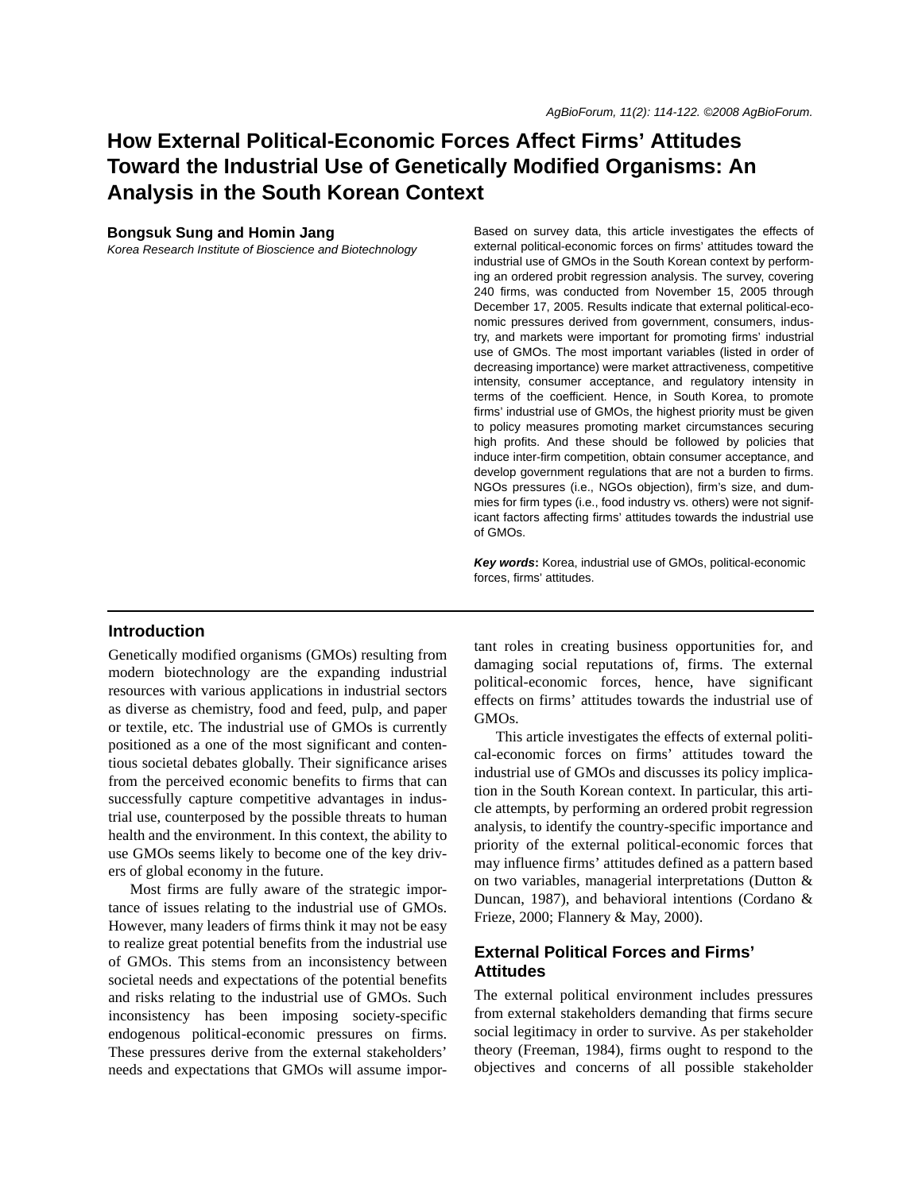# How External Political-Economic Forces Affect Firms' Attitudes Toward the Industrial Use of Genetically Modified Organisms: An Analysis in the South Korean Context

**Bongsuk Sung and Homin Jang**

*Korea Research Institute of Bioscience and Biotechnology*

Based on survey data, this article investigates the effects of external political-economic forces on firms' attitudes toward the industrial use of GMOs in the South Korean context by performing an ordered probit regression analysis. The survey, covering 240 firms, was conducted from November 15, 2005 through December 17, 2005. Results indicate that external political-economic pressures derived from government, consumers, industry, and markets were important for promoting firms' industrial use of GMOs. The most important variables (listed in order of decreasing importance) were market attractiveness, competitive intensity, consumer acceptance, and regulatory intensity in terms of the coefficient. Hence, in South Korea, to promote firms' industrial use of GMOs, the highest priority must be given to policy measures promoting market circumstances securing high profits. And these should be followed by policies that induce inter-firm competition, obtain consumer acceptance, and develop government regulations that are not a burden to firms. NGOs pressures (i.e., NGOs objection), firm's size, and dummies for firm types (i.e., food industry vs. others) were not significant factors affecting firms' attitudes towards the industrial use of GMOs.

***Key words*:** Korea, industrial use of GMOs, political-economic forces, firms' attitudes.

## Introduction

Genetically modified organisms (GMOs) resulting from modern biotechnology are the expanding industrial resources with various applications in industrial sectors as diverse as chemistry, food and feed, pulp, and paper or textile, etc. The industrial use of GMOs is currently positioned as a one of the most significant and contentious societal debates globally. Their significance arises from the perceived economic benefits to firms that can successfully capture competitive advantages in industrial use, counterposed by the possible threats to human health and the environment. In this context, the ability to use GMOs seems likely to become one of the key drivers of global economy in the future.

Most firms are fully aware of the strategic importance of issues relating to the industrial use of GMOs. However, many leaders of firms think it may not be easy to realize great potential benefits from the industrial use of GMOs. This stems from an inconsistency between societal needs and expectations of the potential benefits and risks relating to the industrial use of GMOs. Such inconsistency has been imposing society-specific endogenous political-economic pressures on firms. These pressures derive from the external stakeholders' needs and expectations that GMOs will assume important roles in creating business opportunities for, and damaging social reputations of, firms. The external political-economic forces, hence, have significant effects on firms' attitudes towards the industrial use of GMOs.

This article investigates the effects of external political-economic forces on firms' attitudes toward the industrial use of GMOs and discusses its policy implication in the South Korean context. In particular, this article attempts, by performing an ordered probit regression analysis, to identify the country-specific importance and priority of the external political-economic forces that may influence firms' attitudes defined as a pattern based on two variables, managerial interpretations (Dutton & Duncan, 1987), and behavioral intentions (Cordano & Frieze, 2000; Flannery & May, 2000).

## External Political Forces and Firms' Attitudes

The external political environment includes pressures from external stakeholders demanding that firms secure social legitimacy in order to survive. As per stakeholder theory (Freeman, 1984), firms ought to respond to the objectives and concerns of all possible stakeholder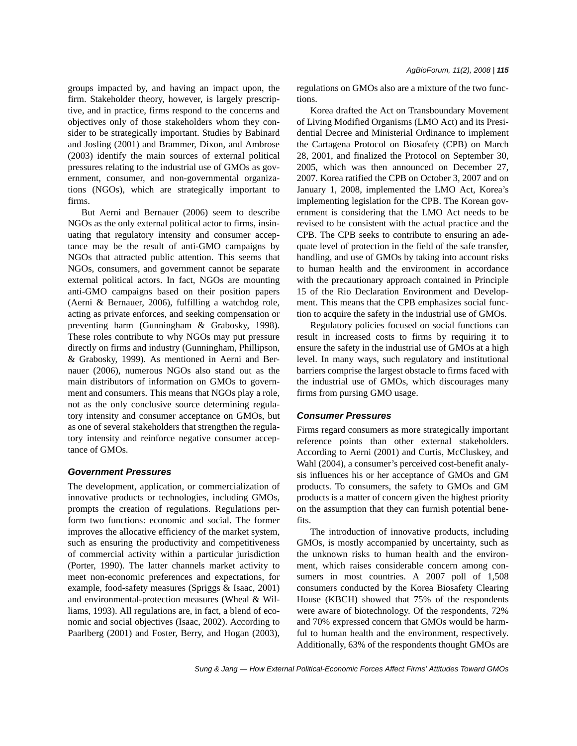groups impacted by, and having an impact upon, the firm. Stakeholder theory, however, is largely prescriptive, and in practice, firms respond to the concerns and objectives only of those stakeholders whom they consider to be strategically important. Studies by Babinard and Josling (2001) and Brammer, Dixon, and Ambrose (2003) identify the main sources of external political pressures relating to the industrial use of GMOs as government, consumer, and non-governmental organizations (NGOs), which are strategically important to firms.

But Aerni and Bernauer (2006) seem to describe NGOs as the only external political actor to firms, insinuating that regulatory intensity and consumer acceptance may be the result of anti-GMO campaigns by NGOs that attracted public attention. This seems that NGOs, consumers, and government cannot be separate external political actors. In fact, NGOs are mounting anti-GMO campaigns based on their position papers (Aerni & Bernauer, 2006), fulfilling a watchdog role, acting as private enforces, and seeking compensation or preventing harm (Gunningham & Grabosky, 1998). These roles contribute to why NGOs may put pressure directly on firms and industry (Gunningham, Phillipson, & Grabosky, 1999). As mentioned in Aerni and Bernauer (2006), numerous NGOs also stand out as the main distributors of information on GMOs to government and consumers. This means that NGOs play a role, not as the only conclusive source determining regulatory intensity and consumer acceptance on GMOs, but as one of several stakeholders that strengthen the regulatory intensity and reinforce negative consumer acceptance of GMOs.

### Government Pressures

The development, application, or commercialization of innovative products or technologies, including GMOs, prompts the creation of regulations. Regulations perform two functions: economic and social. The former improves the allocative efficiency of the market system, such as ensuring the productivity and competitiveness of commercial activity within a particular jurisdiction (Porter, 1990). The latter channels market activity to meet non-economic preferences and expectations, for example, food-safety measures (Spriggs & Isaac, 2001) and environmental-protection measures (Wheal & Williams, 1993). All regulations are, in fact, a blend of economic and social objectives (Isaac, 2002). According to Paarlberg (2001) and Foster, Berry, and Hogan (2003), regulations on GMOs also are a mixture of the two functions.

Korea drafted the Act on Transboundary Movement of Living Modified Organisms (LMO Act) and its Presidential Decree and Ministerial Ordinance to implement the Cartagena Protocol on Biosafety (CPB) on March 28, 2001, and finalized the Protocol on September 30, 2005, which was then announced on December 27, 2007. Korea ratified the CPB on October 3, 2007 and on January 1, 2008, implemented the LMO Act, Korea's implementing legislation for the CPB. The Korean government is considering that the LMO Act needs to be revised to be consistent with the actual practice and the CPB. The CPB seeks to contribute to ensuring an adequate level of protection in the field of the safe transfer, handling, and use of GMOs by taking into account risks to human health and the environment in accordance with the precautionary approach contained in Principle 15 of the Rio Declaration Environment and Development. This means that the CPB emphasizes social function to acquire the safety in the industrial use of GMOs.

Regulatory policies focused on social functions can result in increased costs to firms by requiring it to ensure the safety in the industrial use of GMOs at a high level. In many ways, such regulatory and institutional barriers comprise the largest obstacle to firms faced with the industrial use of GMOs, which discourages many firms from pursing GMO usage.

### Consumer Pressures

Firms regard consumers as more strategically important reference points than other external stakeholders. According to Aerni (2001) and Curtis, McCluskey, and Wahl (2004), a consumer's perceived cost-benefit analysis influences his or her acceptance of GMOs and GM products. To consumers, the safety to GMOs and GM products is a matter of concern given the highest priority on the assumption that they can furnish potential benefits.

The introduction of innovative products, including GMOs, is mostly accompanied by uncertainty, such as the unknown risks to human health and the environment, which raises considerable concern among consumers in most countries. A 2007 poll of 1,508 consumers conducted by the Korea Biosafety Clearing House (KBCH) showed that 75% of the respondents were aware of biotechnology. Of the respondents, 72% and 70% expressed concern that GMOs would be harmful to human health and the environment, respectively. Additionally, 63% of the respondents thought GMOs are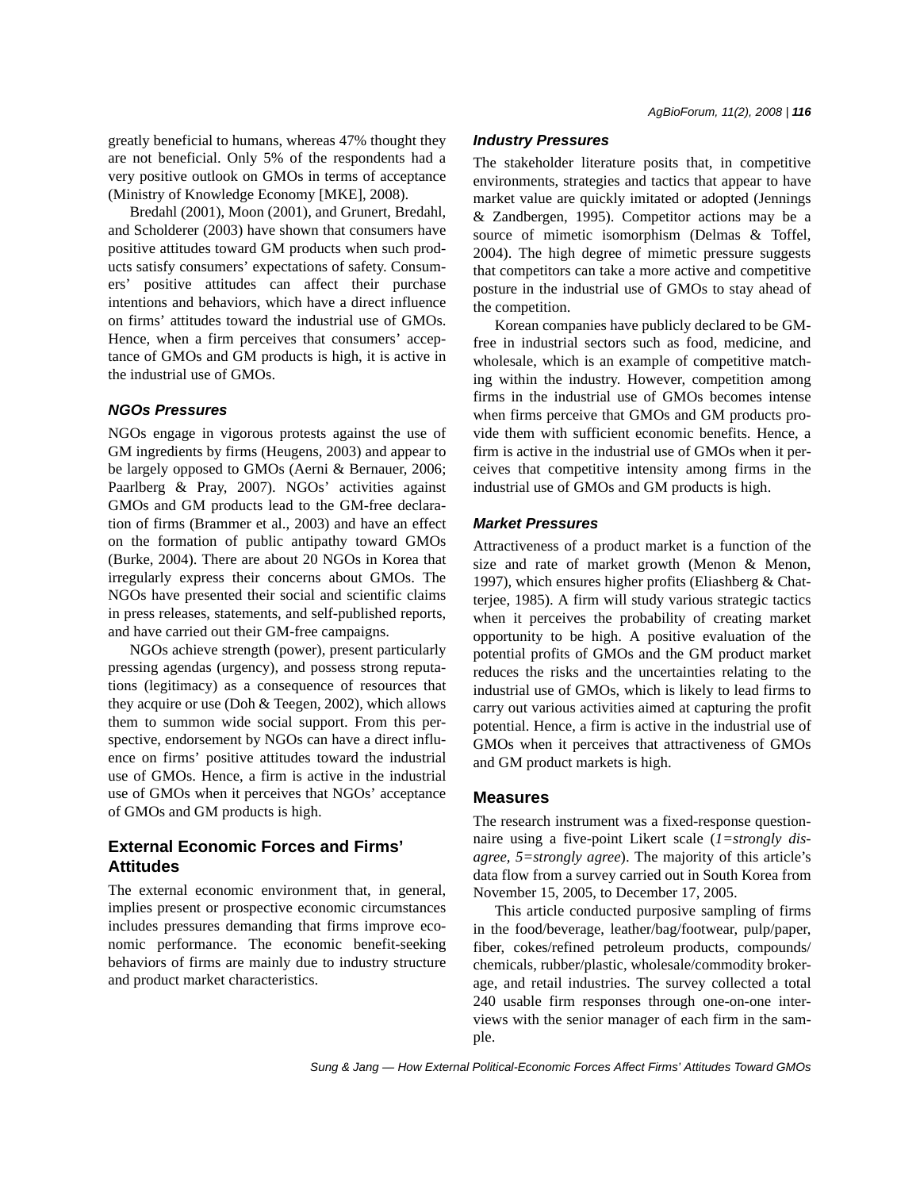greatly beneficial to humans, whereas 47% thought they are not beneficial. Only 5% of the respondents had a very positive outlook on GMOs in terms of acceptance (Ministry of Knowledge Economy [MKE], 2008).

Bredahl (2001), Moon (2001), and Grunert, Bredahl, and Scholderer (2003) have shown that consumers have positive attitudes toward GM products when such products satisfy consumers' expectations of safety. Consumers' positive attitudes can affect their purchase intentions and behaviors, which have a direct influence on firms' attitudes toward the industrial use of GMOs. Hence, when a firm perceives that consumers' acceptance of GMOs and GM products is high, it is active in the industrial use of GMOs.

### NGOs Pressures

NGOs engage in vigorous protests against the use of GM ingredients by firms (Heugens, 2003) and appear to be largely opposed to GMOs (Aerni & Bernauer, 2006; Paarlberg & Pray, 2007). NGOs' activities against GMOs and GM products lead to the GM-free declaration of firms (Brammer et al., 2003) and have an effect on the formation of public antipathy toward GMOs (Burke, 2004). There are about 20 NGOs in Korea that irregularly express their concerns about GMOs. The NGOs have presented their social and scientific claims in press releases, statements, and self-published reports, and have carried out their GM-free campaigns.

NGOs achieve strength (power), present particularly pressing agendas (urgency), and possess strong reputations (legitimacy) as a consequence of resources that they acquire or use (Doh & Teegen, 2002), which allows them to summon wide social support. From this perspective, endorsement by NGOs can have a direct influence on firms' positive attitudes toward the industrial use of GMOs. Hence, a firm is active in the industrial use of GMOs when it perceives that NGOs' acceptance of GMOs and GM products is high.

## External Economic Forces and Firms' Attitudes

The external economic environment that, in general, implies present or prospective economic circumstances includes pressures demanding that firms improve economic performance. The economic benefit-seeking behaviors of firms are mainly due to industry structure and product market characteristics.

### Industry Pressures

The stakeholder literature posits that, in competitive environments, strategies and tactics that appear to have market value are quickly imitated or adopted (Jennings & Zandbergen, 1995). Competitor actions may be a source of mimetic isomorphism (Delmas & Toffel, 2004). The high degree of mimetic pressure suggests that competitors can take a more active and competitive posture in the industrial use of GMOs to stay ahead of the competition.

Korean companies have publicly declared to be GM-free in industrial sectors such as food, medicine, and wholesale, which is an example of competitive matching within the industry. However, competition among firms in the industrial use of GMOs becomes intense when firms perceive that GMOs and GM products provide them with sufficient economic benefits. Hence, a firm is active in the industrial use of GMOs when it perceives that competitive intensity among firms in the industrial use of GMOs and GM products is high.

### Market Pressures

Attractiveness of a product market is a function of the size and rate of market growth (Menon & Menon, 1997), which ensures higher profits (Eliashberg & Chatterjee, 1985). A firm will study various strategic tactics when it perceives the probability of creating market opportunity to be high. A positive evaluation of the potential profits of GMOs and the GM product market reduces the risks and the uncertainties relating to the industrial use of GMOs, which is likely to lead firms to carry out various activities aimed at capturing the profit potential. Hence, a firm is active in the industrial use of GMOs when it perceives that attractiveness of GMOs and GM product markets is high.

## Measures

The research instrument was a fixed-response questionnaire using a five-point Likert scale (*1=strongly disagree, 5=strongly agree*). The majority of this article's data flow from a survey carried out in South Korea from November 15, 2005, to December 17, 2005.

This article conducted purposive sampling of firms in the food/beverage, leather/bag/footwear, pulp/paper, fiber, cokes/refined petroleum products, compounds/chemicals, rubber/plastic, wholesale/commodity brokerage, and retail industries. The survey collected a total 240 usable firm responses through one-on-one interviews with the senior manager of each firm in the sample.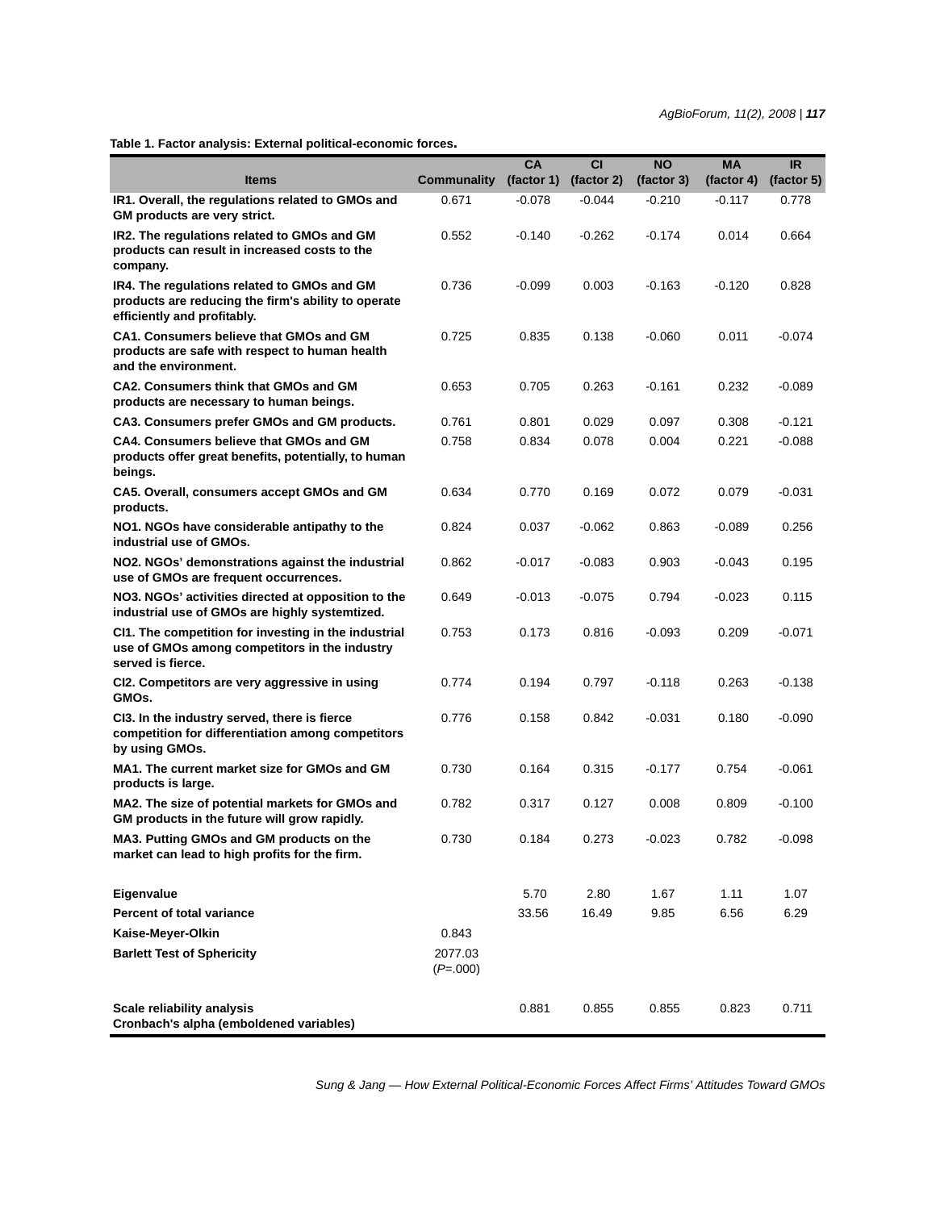**Table 1. Factor analysis: External political-economic forces.**

| Items | Communality | CA (factor 1) | CI (factor 2) | NO (factor 3) | MA (factor 4) | IR (factor 5) |
|---|---|---|---|---|---|---|
| **IR1. Overall, the regulations related to GMOs and GM products are very strict.** | 0.671 | -0.078 | -0.044 | -0.210 | -0.117 | 0.778 |
| **IR2. The regulations related to GMOs and GM products can result in increased costs to the company.** | 0.552 | -0.140 | -0.262 | -0.174 | 0.014 | 0.664 |
| **IR4. The regulations related to GMOs and GM products are reducing the firm's ability to operate efficiently and profitably.** | 0.736 | -0.099 | 0.003 | -0.163 | -0.120 | 0.828 |
| **CA1. Consumers believe that GMOs and GM products are safe with respect to human health and the environment.** | 0.725 | 0.835 | 0.138 | -0.060 | 0.011 | -0.074 |
| **CA2. Consumers think that GMOs and GM products are necessary to human beings.** | 0.653 | 0.705 | 0.263 | -0.161 | 0.232 | -0.089 |
| **CA3. Consumers prefer GMOs and GM products.** | 0.761 | 0.801 | 0.029 | 0.097 | 0.308 | -0.121 |
| **CA4. Consumers believe that GMOs and GM products offer great benefits, potentially, to human beings.** | 0.758 | 0.834 | 0.078 | 0.004 | 0.221 | -0.088 |
| **CA5. Overall, consumers accept GMOs and GM products.** | 0.634 | 0.770 | 0.169 | 0.072 | 0.079 | -0.031 |
| **NO1. NGOs have considerable antipathy to the industrial use of GMOs.** | 0.824 | 0.037 | -0.062 | 0.863 | -0.089 | 0.256 |
| **NO2. NGOs' demonstrations against the industrial use of GMOs are frequent occurrences.** | 0.862 | -0.017 | -0.083 | 0.903 | -0.043 | 0.195 |
| **NO3. NGOs' activities directed at opposition to the industrial use of GMOs are highly systemtized.** | 0.649 | -0.013 | -0.075 | 0.794 | -0.023 | 0.115 |
| **CI1. The competition for investing in the industrial use of GMOs among competitors in the industry served is fierce.** | 0.753 | 0.173 | 0.816 | -0.093 | 0.209 | -0.071 |
| **CI2. Competitors are very aggressive in using GMOs.** | 0.774 | 0.194 | 0.797 | -0.118 | 0.263 | -0.138 |
| **CI3. In the industry served, there is fierce competition for differentiation among competitors by using GMOs.** | 0.776 | 0.158 | 0.842 | -0.031 | 0.180 | -0.090 |
| **MA1. The current market size for GMOs and GM products is large.** | 0.730 | 0.164 | 0.315 | -0.177 | 0.754 | -0.061 |
| **MA2. The size of potential markets for GMOs and GM products in the future will grow rapidly.** | 0.782 | 0.317 | 0.127 | 0.008 | 0.809 | -0.100 |
| **MA3. Putting GMOs and GM products on the market can lead to high profits for the firm.** | 0.730 | 0.184 | 0.273 | -0.023 | 0.782 | -0.098 |
| **Eigenvalue** | | 5.70 | 2.80 | 1.67 | 1.11 | 1.07 |
| **Percent of total variance** | | 33.56 | 16.49 | 9.85 | 6.56 | 6.29 |
| **Kaise-Meyer-Olkin** | 0.843 | | | | | |
| **Barlett Test of Sphericity** | 2077.03 (*P*=.000) | | | | | |
| **Scale reliability analysis Cronbach's alpha (emboldened variables)** | | 0.881 | 0.855 | 0.855 | 0.823 | 0.711 |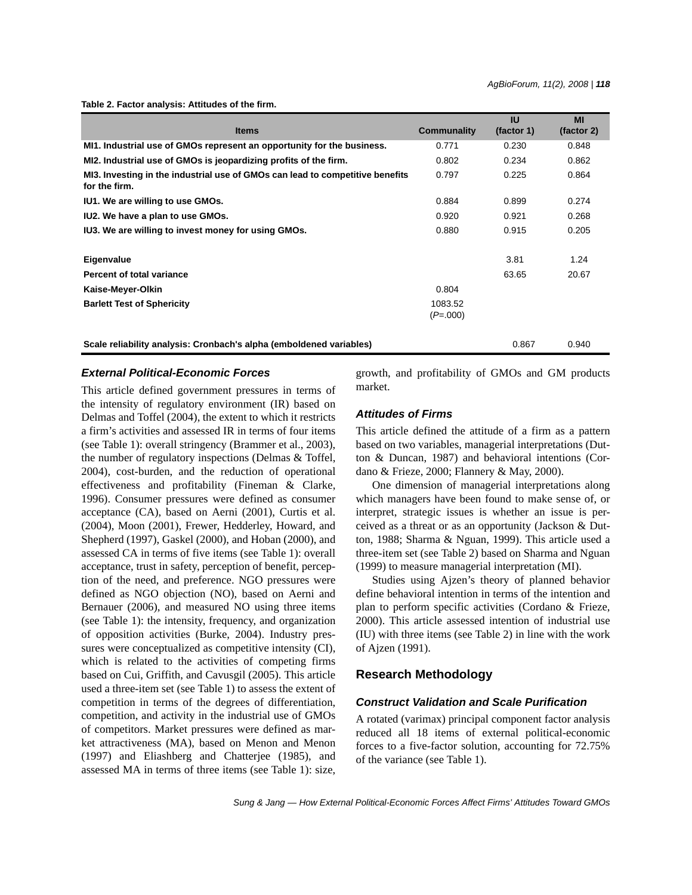**Table 2. Factor analysis: Attitudes of the firm.**

| Items | Communality | IU (factor 1) | MI (factor 2) |
|---|---|---|---|
| **MI1. Industrial use of GMOs represent an opportunity for the business.** | 0.771 | 0.230 | 0.848 |
| **MI2. Industrial use of GMOs is jeopardizing profits of the firm.** | 0.802 | 0.234 | 0.862 |
| **MI3. Investing in the industrial use of GMOs can lead to competitive benefits for the firm.** | 0.797 | 0.225 | 0.864 |
| **IU1. We are willing to use GMOs.** | 0.884 | 0.899 | 0.274 |
| **IU2. We have a plan to use GMOs.** | 0.920 | 0.921 | 0.268 |
| **IU3. We are willing to invest money for using GMOs.** | 0.880 | 0.915 | 0.205 |
| **Eigenvalue** | | 3.81 | 1.24 |
| **Percent of total variance** | | 63.65 | 20.67 |
| **Kaise-Meyer-Olkin** | 0.804 | | |
| **Barlett Test of Sphericity** | 1083.52 (*P*=.000) | | |
| **Scale reliability analysis: Cronbach's alpha (emboldened variables)** | | 0.867 | 0.940 |

### *External Political-Economic Forces*

This article defined government pressures in terms of the intensity of regulatory environment (IR) based on Delmas and Toffel (2004), the extent to which it restricts a firm's activities and assessed IR in terms of four items (see Table 1): overall stringency (Brammer et al., 2003), the number of regulatory inspections (Delmas & Toffel, 2004), cost-burden, and the reduction of operational effectiveness and profitability (Fineman & Clarke, 1996). Consumer pressures were defined as consumer acceptance (CA), based on Aerni (2001), Curtis et al. (2004), Moon (2001), Frewer, Hedderley, Howard, and Shepherd (1997), Gaskel (2000), and Hoban (2000), and assessed CA in terms of five items (see Table 1): overall acceptance, trust in safety, perception of benefit, perception of the need, and preference. NGO pressures were defined as NGO objection (NO), based on Aerni and Bernauer (2006), and measured NO using three items (see Table 1): the intensity, frequency, and organization of opposition activities (Burke, 2004). Industry pressures were conceptualized as competitive intensity (CI), which is related to the activities of competing firms based on Cui, Griffith, and Cavusgil (2005). This article used a three-item set (see Table 1) to assess the extent of competition in terms of the degrees of differentiation, competition, and activity in the industrial use of GMOs of competitors. Market pressures were defined as market attractiveness (MA), based on Menon and Menon (1997) and Eliashberg and Chatterjee (1985), and assessed MA in terms of three items (see Table 1): size, growth, and profitability of GMOs and GM products market.

### *Attitudes of Firms*

This article defined the attitude of a firm as a pattern based on two variables, managerial interpretations (Dutton & Duncan, 1987) and behavioral intentions (Cordano & Frieze, 2000; Flannery & May, 2000).

One dimension of managerial interpretations along which managers have been found to make sense of, or interpret, strategic issues is whether an issue is perceived as a threat or as an opportunity (Jackson & Dutton, 1988; Sharma & Nguan, 1999). This article used a three-item set (see Table 2) based on Sharma and Nguan (1999) to measure managerial interpretation (MI).

Studies using Ajzen's theory of planned behavior define behavioral intention in terms of the intention and plan to perform specific activities (Cordano & Frieze, 2000). This article assessed intention of industrial use (IU) with three items (see Table 2) in line with the work of Ajzen (1991).

## Research Methodology

### *Construct Validation and Scale Purification*

A rotated (varimax) principal component factor analysis reduced all 18 items of external political-economic forces to a five-factor solution, accounting for 72.75% of the variance (see Table 1).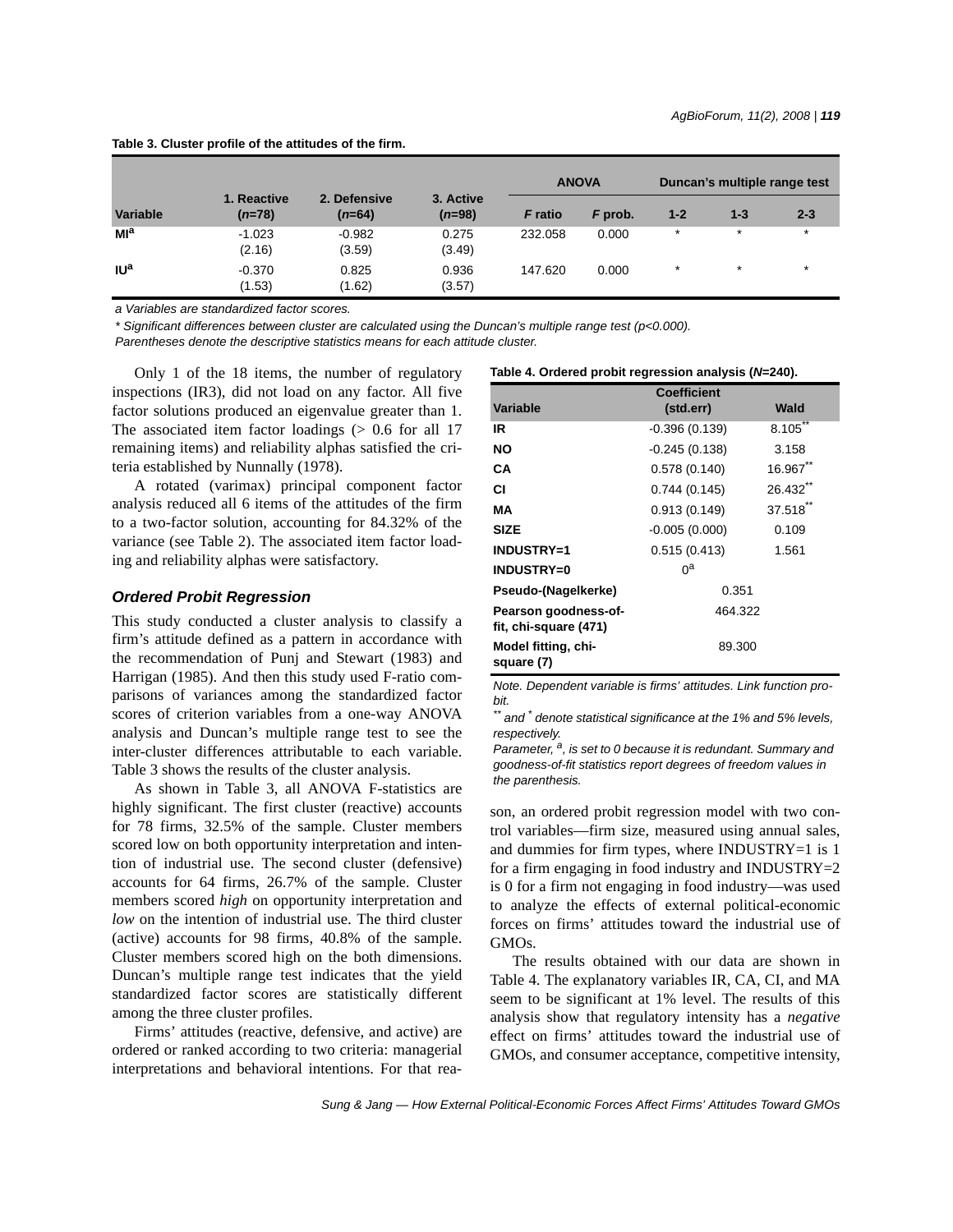**Table 3. Cluster profile of the attitudes of the firm.**

| Variable | 1. Reactive (*n*=78) | 2. Defensive (*n*=64) | 3. Active (*n*=98) | ANOVA | | Duncan's multiple range test | | |
|---|---|---|---|---|---|---|---|---|
| | | | | *F* ratio | *F* prob. | 1-2 | 1-3 | 2-3 |
| MI[a] | -1.023 (2.16) | -0.982 (3.59) | 0.275 (3.49) | 232.058 | 0.000 | * | * | * |
| IU[a] | -0.370 (1.53) | 0.825 (1.62) | 0.936 (3.57) | 147.620 | 0.000 | * | * | * |

*a Variables are standardized factor scores.*

*\* Significant differences between cluster are calculated using the Duncan's multiple range test (p<0.000).*

*Parentheses denote the descriptive statistics means for each attitude cluster.*

Only 1 of the 18 items, the number of regulatory inspections (IR3), did not load on any factor. All five factor solutions produced an eigenvalue greater than 1. The associated item factor loadings (> 0.6 for all 17 remaining items) and reliability alphas satisfied the criteria established by Nunnally (1978).

A rotated (varimax) principal component factor analysis reduced all 6 items of the attitudes of the firm to a two-factor solution, accounting for 84.32% of the variance (see Table 2). The associated item factor loading and reliability alphas were satisfactory.

### *Ordered Probit Regression*

This study conducted a cluster analysis to classify a firm's attitude defined as a pattern in accordance with the recommendation of Punj and Stewart (1983) and Harrigan (1985). And then this study used F-ratio comparisons of variances among the standardized factor scores of criterion variables from a one-way ANOVA analysis and Duncan's multiple range test to see the inter-cluster differences attributable to each variable. Table 3 shows the results of the cluster analysis.

As shown in Table 3, all ANOVA F-statistics are highly significant. The first cluster (reactive) accounts for 78 firms, 32.5% of the sample. Cluster members scored low on both opportunity interpretation and intention of industrial use. The second cluster (defensive) accounts for 64 firms, 26.7% of the sample. Cluster members scored *high* on opportunity interpretation and *low* on the intention of industrial use. The third cluster (active) accounts for 98 firms, 40.8% of the sample. Cluster members scored high on the both dimensions. Duncan's multiple range test indicates that the yield standardized factor scores are statistically different among the three cluster profiles.

Firms' attitudes (reactive, defensive, and active) are ordered or ranked according to two criteria: managerial interpretations and behavioral intentions. For that reason, an ordered probit regression model with two control variables—firm size, measured using annual sales, and dummies for firm types, where INDUSTRY=1 is 1 for a firm engaging in food industry and INDUSTRY=2 is 0 for a firm not engaging in food industry—was used to analyze the effects of external political-economic forces on firms' attitudes toward the industrial use of GMOs.

**Table 4. Ordered probit regression analysis (*N*=240).**

| Variable | Coefficient (std.err) | Wald |
|---|---|---|
| IR | -0.396 (0.139) | 8.105** |
| NO | -0.245 (0.138) | 3.158 |
| CA | 0.578 (0.140) | 16.967** |
| CI | 0.744 (0.145) | 26.432** |
| MA | 0.913 (0.149) | 37.518** |
| SIZE | -0.005 (0.000) | 0.109 |
| INDUSTRY=1 | 0.515 (0.413) | 1.561 |
| INDUSTRY=0 | 0[a] | |
| Pseudo-(Nagelkerke) | 0.351 | |
| Pearson goodness-of-fit, chi-square (471) | 464.322 | |
| Model fitting, chi-square (7) | 89.300 | |

*Note. Dependent variable is firms' attitudes. Link function probit.*

*\*\* and \* denote statistical significance at the 1% and 5% levels, respectively.*

*Parameter, [a], is set to 0 because it is redundant. Summary and goodness-of-fit statistics report degrees of freedom values in the parenthesis.*

The results obtained with our data are shown in Table 4. The explanatory variables IR, CA, CI, and MA seem to be significant at 1% level. The results of this analysis show that regulatory intensity has a *negative* effect on firms' attitudes toward the industrial use of GMOs, and consumer acceptance, competitive intensity,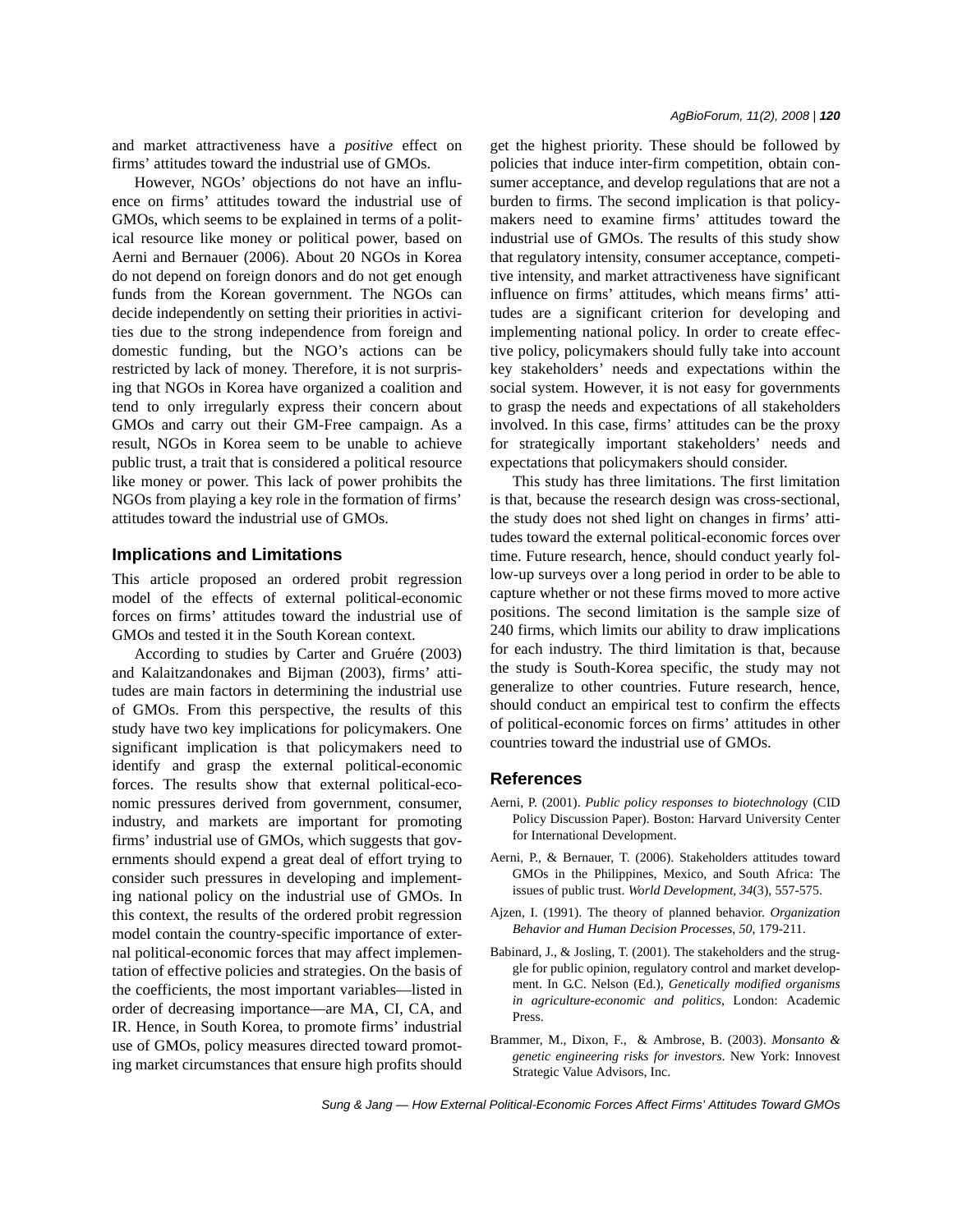and market attractiveness have a *positive* effect on firms' attitudes toward the industrial use of GMOs.

However, NGOs' objections do not have an influence on firms' attitudes toward the industrial use of GMOs, which seems to be explained in terms of a political resource like money or political power, based on Aerni and Bernauer (2006). About 20 NGOs in Korea do not depend on foreign donors and do not get enough funds from the Korean government. The NGOs can decide independently on setting their priorities in activities due to the strong independence from foreign and domestic funding, but the NGO's actions can be restricted by lack of money. Therefore, it is not surprising that NGOs in Korea have organized a coalition and tend to only irregularly express their concern about GMOs and carry out their GM-Free campaign. As a result, NGOs in Korea seem to be unable to achieve public trust, a trait that is considered a political resource like money or power. This lack of power prohibits the NGOs from playing a key role in the formation of firms' attitudes toward the industrial use of GMOs.

## Implications and Limitations

This article proposed an ordered probit regression model of the effects of external political-economic forces on firms' attitudes toward the industrial use of GMOs and tested it in the South Korean context.

According to studies by Carter and Gruére (2003) and Kalaitzandonakes and Bijman (2003), firms' attitudes are main factors in determining the industrial use of GMOs. From this perspective, the results of this study have two key implications for policymakers. One significant implication is that policymakers need to identify and grasp the external political-economic forces. The results show that external political-economic pressures derived from government, consumer, industry, and markets are important for promoting firms' industrial use of GMOs, which suggests that governments should expend a great deal of effort trying to consider such pressures in developing and implementing national policy on the industrial use of GMOs. In this context, the results of the ordered probit regression model contain the country-specific importance of external political-economic forces that may affect implementation of effective policies and strategies. On the basis of the coefficients, the most important variables—listed in order of decreasing importance—are MA, CI, CA, and IR. Hence, in South Korea, to promote firms' industrial use of GMOs, policy measures directed toward promoting market circumstances that ensure high profits should get the highest priority. These should be followed by policies that induce inter-firm competition, obtain consumer acceptance, and develop regulations that are not a burden to firms. The second implication is that policymakers need to examine firms' attitudes toward the industrial use of GMOs. The results of this study show that regulatory intensity, consumer acceptance, competitive intensity, and market attractiveness have significant influence on firms' attitudes, which means firms' attitudes are a significant criterion for developing and implementing national policy. In order to create effective policy, policymakers should fully take into account key stakeholders' needs and expectations within the social system. However, it is not easy for governments to grasp the needs and expectations of all stakeholders involved. In this case, firms' attitudes can be the proxy for strategically important stakeholders' needs and expectations that policymakers should consider.

This study has three limitations. The first limitation is that, because the research design was cross-sectional, the study does not shed light on changes in firms' attitudes toward the external political-economic forces over time. Future research, hence, should conduct yearly follow-up surveys over a long period in order to be able to capture whether or not these firms moved to more active positions. The second limitation is the sample size of 240 firms, which limits our ability to draw implications for each industry. The third limitation is that, because the study is South-Korea specific, the study may not generalize to other countries. Future research, hence, should conduct an empirical test to confirm the effects of political-economic forces on firms' attitudes in other countries toward the industrial use of GMOs.

## References

Aerni, P. (2001). *Public policy responses to biotechnology* (CID Policy Discussion Paper). Boston: Harvard University Center for International Development.

Aerni, P., & Bernauer, T. (2006). Stakeholders attitudes toward GMOs in the Philippines, Mexico, and South Africa: The issues of public trust. *World Development*, *34*(3), 557-575.

Ajzen, I. (1991). The theory of planned behavior. *Organization Behavior and Human Decision Processes*, *50*, 179-211.

Babinard, J., & Josling, T. (2001). The stakeholders and the struggle for public opinion, regulatory control and market development. In G.C. Nelson (Ed.), *Genetically modified organisms in agriculture-economic and politics*, London: Academic Press.

Brammer, M., Dixon, F., & Ambrose, B. (2003). *Monsanto & genetic engineering risks for investors*. New York: Innovest Strategic Value Advisors, Inc.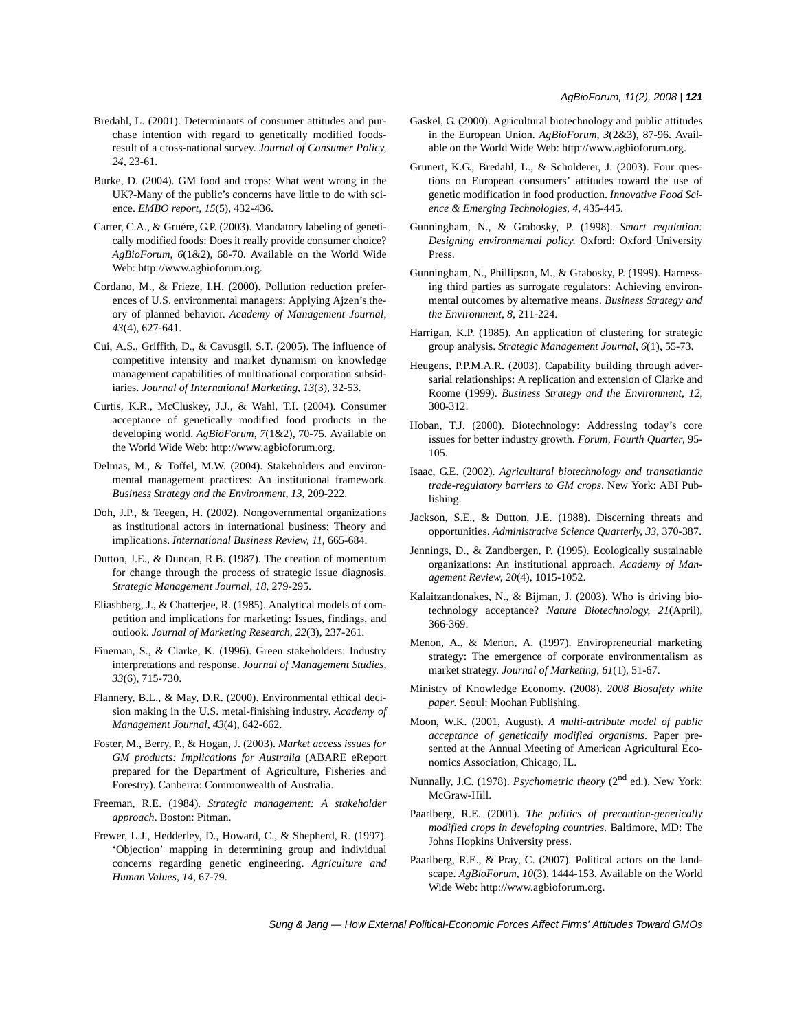Bredahl, L. (2001). Determinants of consumer attitudes and purchase intention with regard to genetically modified foods-result of a cross-national survey. *Journal of Consumer Policy*, *24*, 23-61.

Burke, D. (2004). GM food and crops: What went wrong in the UK?-Many of the public's concerns have little to do with science. *EMBO report*, *15*(5), 432-436.

Carter, C.A., & Gruére, G.P. (2003). Mandatory labeling of genetically modified foods: Does it really provide consumer choice? *AgBioForum*, *6*(1&2), 68-70. Available on the World Wide Web: http://www.agbioforum.org.

Cordano, M., & Frieze, I.H. (2000). Pollution reduction preferences of U.S. environmental managers: Applying Ajzen's theory of planned behavior. *Academy of Management Journal*, *43*(4), 627-641.

Cui, A.S., Griffith, D., & Cavusgil, S.T. (2005). The influence of competitive intensity and market dynamism on knowledge management capabilities of multinational corporation subsidiaries. *Journal of International Marketing*, *13*(3), 32-53.

Curtis, K.R., McCluskey, J.J., & Wahl, T.I. (2004). Consumer acceptance of genetically modified food products in the developing world. *AgBioForum*, *7*(1&2), 70-75. Available on the World Wide Web: http://www.agbioforum.org.

Delmas, M., & Toffel, M.W. (2004). Stakeholders and environmental management practices: An institutional framework. *Business Strategy and the Environment*, *13*, 209-222.

Doh, J.P., & Teegen, H. (2002). Nongovernmental organizations as institutional actors in international business: Theory and implications. *International Business Review*, *11*, 665-684.

Dutton, J.E., & Duncan, R.B. (1987). The creation of momentum for change through the process of strategic issue diagnosis. *Strategic Management Journal*, *18*, 279-295.

Eliashberg, J., & Chatterjee, R. (1985). Analytical models of competition and implications for marketing: Issues, findings, and outlook. *Journal of Marketing Research*, *22*(3), 237-261.

Fineman, S., & Clarke, K. (1996). Green stakeholders: Industry interpretations and response. *Journal of Management Studies*, *33*(6), 715-730.

Flannery, B.L., & May, D.R. (2000). Environmental ethical decision making in the U.S. metal-finishing industry. *Academy of Management Journal*, *43*(4), 642-662.

Foster, M., Berry, P., & Hogan, J. (2003). *Market access issues for GM products: Implications for Australia* (ABARE eReport prepared for the Department of Agriculture, Fisheries and Forestry). Canberra: Commonwealth of Australia.

Freeman, R.E. (1984). *Strategic management: A stakeholder approach*. Boston: Pitman.

Frewer, L.J., Hedderley, D., Howard, C., & Shepherd, R. (1997). 'Objection' mapping in determining group and individual concerns regarding genetic engineering. *Agriculture and Human Values*, *14*, 67-79.

Gaskel, G. (2000). Agricultural biotechnology and public attitudes in the European Union. *AgBioForum*, *3*(2&3), 87-96. Available on the World Wide Web: http://www.agbioforum.org.

Grunert, K.G., Bredahl, L., & Scholderer, J. (2003). Four questions on European consumers' attitudes toward the use of genetic modification in food production. *Innovative Food Science & Emerging Technologies*, *4*, 435-445.

Gunningham, N., & Grabosky, P. (1998). *Smart regulation: Designing environmental policy*. Oxford: Oxford University Press.

Gunningham, N., Phillipson, M., & Grabosky, P. (1999). Harnessing third parties as surrogate regulators: Achieving environmental outcomes by alternative means. *Business Strategy and the Environment*, *8*, 211-224.

Harrigan, K.P. (1985). An application of clustering for strategic group analysis. *Strategic Management Journal*, *6*(1), 55-73.

Heugens, P.P.M.A.R. (2003). Capability building through adversarial relationships: A replication and extension of Clarke and Roome (1999). *Business Strategy and the Environment*, *12*, 300-312.

Hoban, T.J. (2000). Biotechnology: Addressing today's core issues for better industry growth. *Forum, Fourth Quarter*, 95-105.

Isaac, G.E. (2002). *Agricultural biotechnology and transatlantic trade-regulatory barriers to GM crops*. New York: ABI Publishing.

Jackson, S.E., & Dutton, J.E. (1988). Discerning threats and opportunities. *Administrative Science Quarterly*, *33*, 370-387.

Jennings, D., & Zandbergen, P. (1995). Ecologically sustainable organizations: An institutional approach. *Academy of Management Review*, *20*(4), 1015-1052.

Kalaitzandonakes, N., & Bijman, J. (2003). Who is driving biotechnology acceptance? *Nature Biotechnology*, *21*(April), 366-369.

Menon, A., & Menon, A. (1997). Enviropreneurial marketing strategy: The emergence of corporate environmentalism as market strategy. *Journal of Marketing*, *61*(1), 51-67.

Ministry of Knowledge Economy. (2008). *2008 Biosafety white paper*. Seoul: Moohan Publishing.

Moon, W.K. (2001, August). *A multi-attribute model of public acceptance of genetically modified organisms*. Paper presented at the Annual Meeting of American Agricultural Economics Association, Chicago, IL.

Nunnally, J.C. (1978). *Psychometric theory* (2nd ed.). New York: McGraw-Hill.

Paarlberg, R.E. (2001). *The politics of precaution-genetically modified crops in developing countries*. Baltimore, MD: The Johns Hopkins University press.

Paarlberg, R.E., & Pray, C. (2007). Political actors on the landscape. *AgBioForum*, *10*(3), 1444-153. Available on the World Wide Web: http://www.agbioforum.org.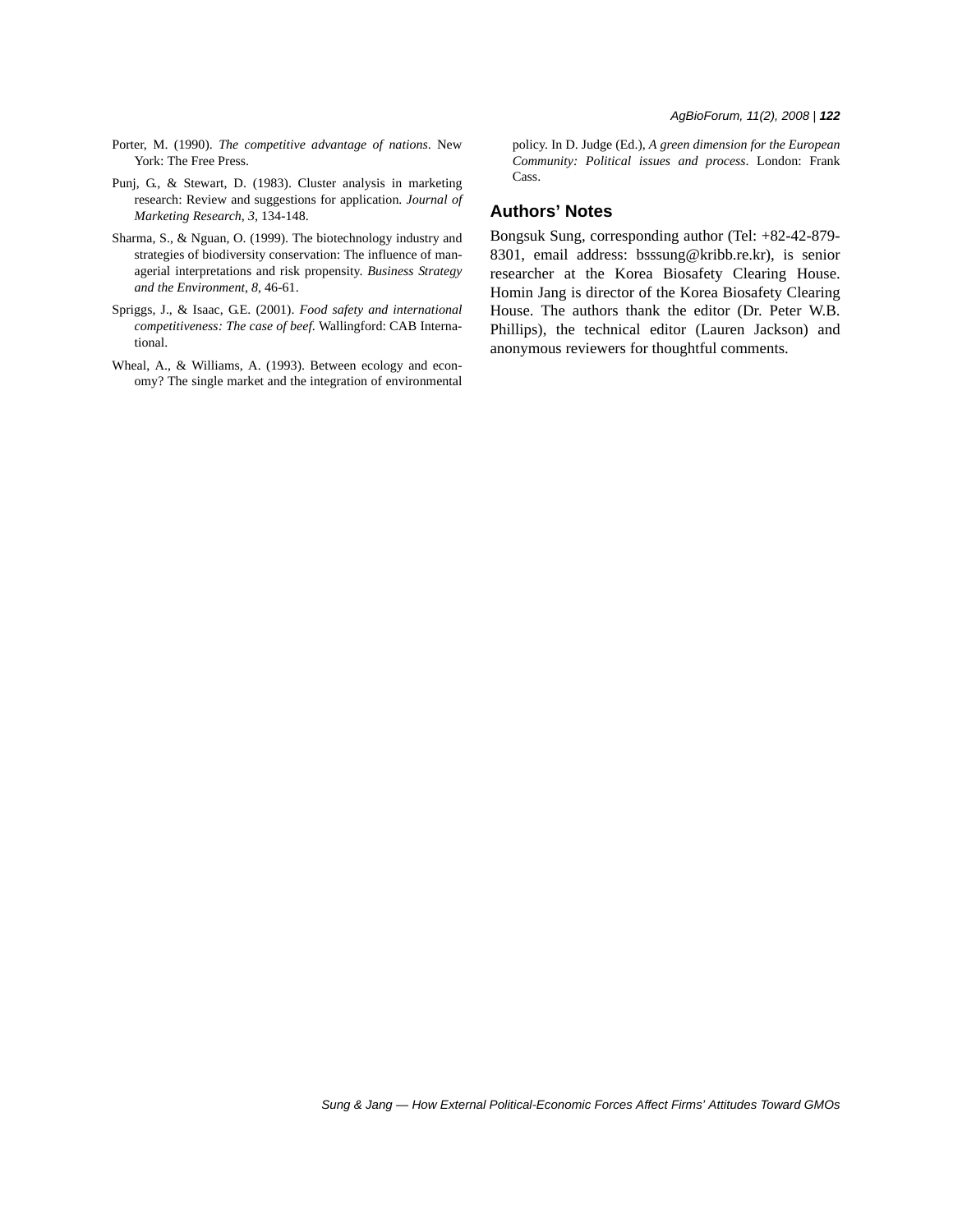Porter, M. (1990). *The competitive advantage of nations*. New York: The Free Press.

Punj, G., & Stewart, D. (1983). Cluster analysis in marketing research: Review and suggestions for application. *Journal of Marketing Research*, *3*, 134-148.

Sharma, S., & Nguan, O. (1999). The biotechnology industry and strategies of biodiversity conservation: The influence of managerial interpretations and risk propensity. *Business Strategy and the Environment*, *8*, 46-61.

Spriggs, J., & Isaac, G.E. (2001). *Food safety and international competitiveness: The case of beef*. Wallingford: CAB International.

Wheal, A., & Williams, A. (1993). Between ecology and economy? The single market and the integration of environmental policy. In D. Judge (Ed.), *A green dimension for the European Community: Political issues and process*. London: Frank Cass.

## Authors' Notes

Bongsuk Sung, corresponding author (Tel: +82-42-879-8301, email address: bsssung@kribb.re.kr), is senior researcher at the Korea Biosafety Clearing House. Homin Jang is director of the Korea Biosafety Clearing House. The authors thank the editor (Dr. Peter W.B. Phillips), the technical editor (Lauren Jackson) and anonymous reviewers for thoughtful comments.